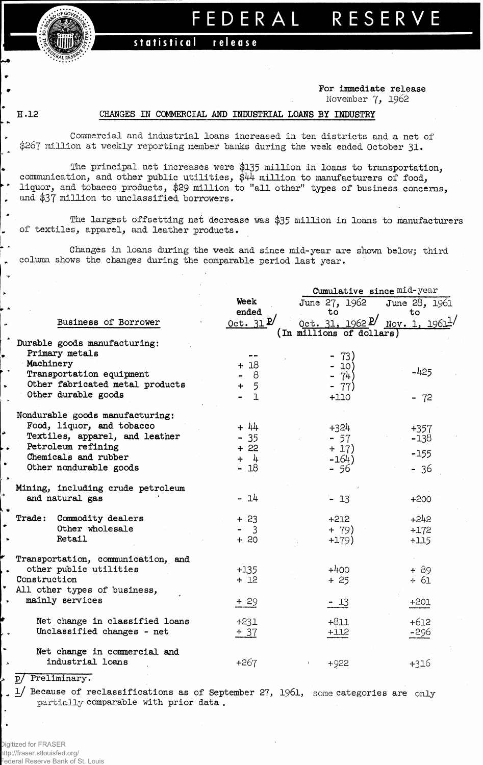# FEDERAL RESERVE

**statistical release**

For immediate release
November 7, 1962

H.12

## CHANGES IN COMMERCIAL AND INDUSTRIAL LOANS BY INDUSTRY

Commercial and industrial loans increased in ten districts and a net of $267 million at weekly reporting member banks during the week ended October 31.

The principal net increases were $135 million in loans to transportation, communication, and other public utilities, $44 million to manufacturers of food, liquor, and tobacco products, $29 million to "all other" types of business concerns, and $37 million to unclassified borrowers.

The largest offsetting net decrease was $35 million in loans to manufacturers of textiles, apparel, and leather products.

Changes in loans during the week and since mid-year are shown below; third column shows the changes during the comparable period last year.

| Business of Borrower | Week ended Oct. 31 p/ | Cumulative since mid-year: June 27, 1962 to Oct. 31, 1962 p/ | Cumulative since mid-year: June 28, 1961 to Nov. 1, 1961 1/ |
|---|---|---|---|
| | (In millions of dollars) | | |
| **Durable goods manufacturing:** | | | |
| Primary metals | -- | - 73) | |
| Machinery | + 18 | - 10) | |
| Transportation equipment | - 8 | - 74) | -425 |
| Other fabricated metal products | + 5 | - 77) | |
| Other durable goods | - 1 | +110 | - 72 |
| **Nondurable goods manufacturing:** | | | |
| Food, liquor, and tobacco | + 44 | +324 | +357 |
| Textiles, apparel, and leather | - 35 | - 57 | -138 |
| Petroleum refining | + 22 | + 17) | -155 |
| Chemicals and rubber | + 4 | -164) | |
| Other nondurable goods | - 18 | - 56 | - 36 |
| Mining, including crude petroleum and natural gas | - 14 | - 13 | +200 |
| Trade: Commodity dealers | + 23 | +212 | +242 |
| Other wholesale | - 3 | + 79) | +172 |
| Retail | + 20 | +179) | +115 |
| Transportation, communication, and other public utilities | +135 | +400 | + 89 |
| Construction | + 12 | + 25 | + 61 |
| All other types of business, mainly services | + 29 | - 13 | +201 |
| Net change in classified loans | +231 | +811 | +612 |
| Unclassified changes - net | + 37 | +112 | -296 |
| Net change in commercial and industrial loans | +267 | +922 | +316 |

p/ Preliminary.

1/ Because of reclassifications as of September 27, 1961, some categories are only partially comparable with prior data.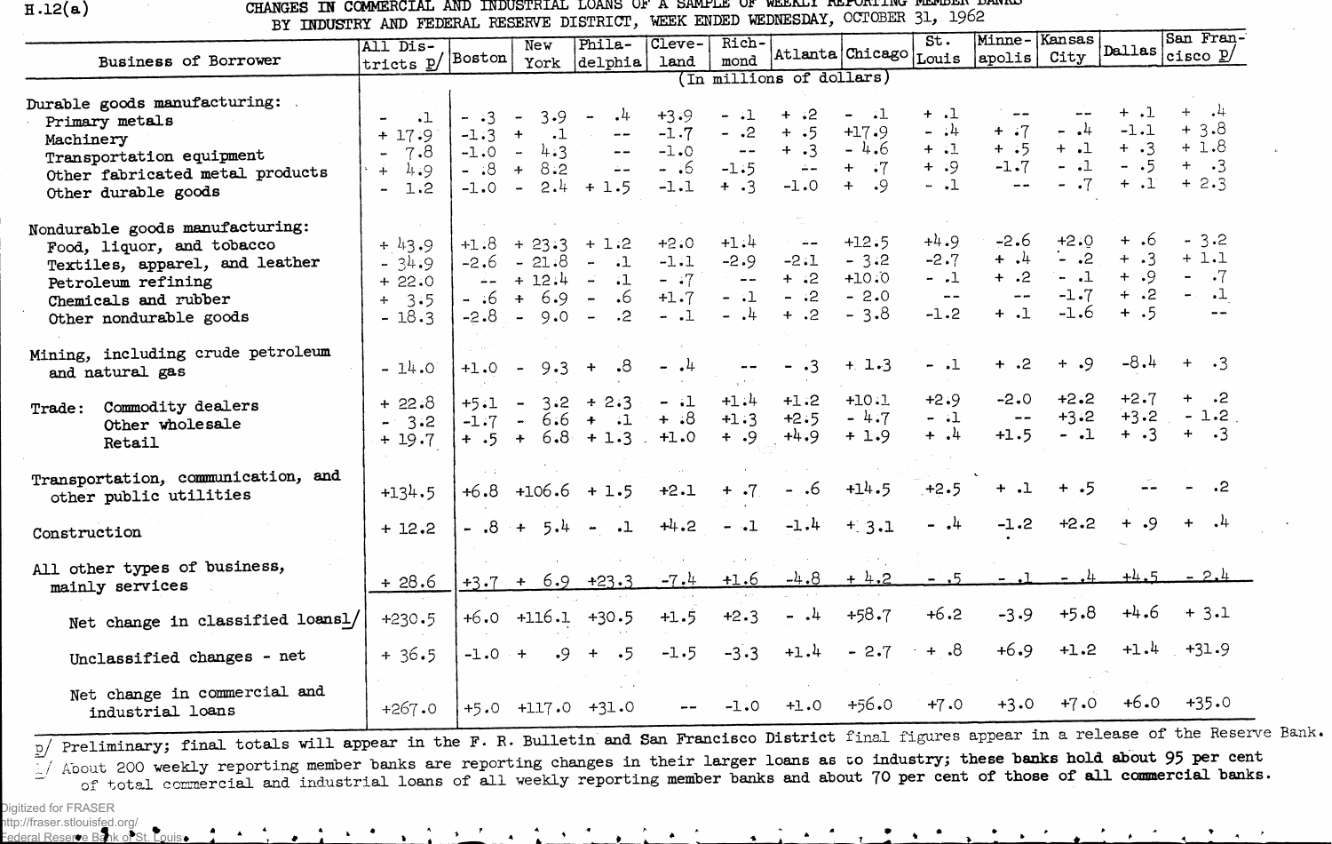H.12(a)

CHANGES IN COMMERCIAL AND INDUSTRIAL LOANS OF A SAMPLE OF WEEKLY REPORTING MEMBER BANKS BY INDUSTRY AND FEDERAL RESERVE DISTRICT, WEEK ENDED WEDNESDAY, OCTOBER 31, 1962

| Business of Borrower | All Districts p/ | Boston | New York | Philadelphia | Cleveland | Richmond | Atlanta | Chicago | St. Louis | Minneapolis | Kansas City | Dallas | San Francisco p/ |
|---|---|---|---|---|---|---|---|---|---|---|---|---|---|
| | (In millions of dollars) | | | | | | | | | | | | |
| **Durable goods manufacturing:** | | | | | | | | | | | | | |
| Primary metals | - .1 | - .3 | - 3.9 | - .4 | +3.9 | - .1 | + .2 | - .1 | + .1 | -- | -- | + .1 | + .4 |
| Machinery | + 17.9 | -1.3 | + .1 | -- | -1.7 | - .2 | + .5 | +17.9 | - .4 | + .7 | - .4 | -1.1 | + 3.8 |
| Transportation equipment | - 7.8 | -1.0 | - 4.3 | -- | -1.0 | -- | + .3 | - 4.6 | + .1 | + .5 | + .1 | + .3 | + 1.8 |
| Other fabricated metal products | + 4.9 | - .8 | + 8.2 | -- | - .6 | -1.5 | -- | + .7 | + .9 | -1.7 | - .1 | - .5 | + .3 |
| Other durable goods | - 1.2 | -1.0 | - 2.4 | + 1.5 | -1.1 | + .3 | -1.0 | + .9 | - .1 | -- | - .7 | + .1 | + 2.3 |
| **Nondurable goods manufacturing:** | | | | | | | | | | | | | |
| Food, liquor, and tobacco | + 43.9 | +1.8 | + 23.3 | + 1.2 | +2.0 | +1.4 | -- | +12.5 | +4.9 | -2.6 | +2.0 | + .6 | - 3.2 |
| Textiles, apparel, and leather | - 34.9 | -2.6 | - 21.8 | - .1 | -1.1 | -2.9 | -2.1 | - 3.2 | -2.7 | + .4 | - .2 | + .3 | + 1.1 |
| Petroleum refining | + 22.0 | -- | + 12.4 | - .1 | - .7 | -- | + .2 | +10.0 | - .1 | + .2 | - .1 | + .9 | - .7 |
| Chemicals and rubber | + 3.5 | - .6 | + 6.9 | - .6 | +1.7 | - .1 | - .2 | - 2.0 | -- | -- | -1.7 | + .2 | - .1 |
| Other nondurable goods | - 18.3 | -2.8 | - 9.0 | - .2 | - .1 | - .4 | + .2 | - 3.8 | -1.2 | + .1 | -1.6 | + .5 | -- |
| Mining, including crude petroleum and natural gas | - 14.0 | +1.0 | - 9.3 | + .8 | - .4 | -- | - .3 | + 1.3 | - .1 | + .2 | + .9 | -8.4 | + .3 |
| Trade: Commodity dealers | + 22.8 | +5.1 | - 3.2 | + 2.3 | - .1 | +1.4 | +1.2 | +10.1 | +2.9 | -2.0 | +2.2 | +2.7 | + .2 |
| Other wholesale | - 3.2 | -1.7 | - 6.6 | + .1 | + .8 | +1.3 | +2.5 | - 4.7 | - .1 | -- | +3.2 | +3.2 | - 1.2 |
| Retail | + 19.7 | + .5 | + 6.8 | + 1.3 | +1.0 | + .9 | +4.9 | + 1.9 | + .4 | +1.5 | - .1 | + .3 | + .3 |
| Transportation, communication, and other public utilities | +134.5 | +6.8 | +106.6 | + 1.5 | +2.1 | + .7 | - .6 | +14.5 | +2.5 | + .1 | + .5 | -- | - .2 |
| Construction | + 12.2 | - .8 | + 5.4 | - .1 | +4.2 | - .1 | -1.4 | + 3.1 | - .4 | -1.2 | +2.2 | + .9 | + .4 |
| All other types of business, mainly services | + 28.6 | +3.7 | + 6.9 | +23.3 | -7.4 | +1.6 | -4.8 | + 4.2 | - .5 | - .1 | - .4 | +4.5 | - 2.4 |
| Net change in classified loans 1/ | +230.5 | +6.0 | +116.1 | +30.5 | +1.5 | +2.3 | - .4 | +58.7 | +6.2 | -3.9 | +5.8 | +4.6 | + 3.1 |
| Unclassified changes - net | + 36.5 | -1.0 | + .9 | + .5 | -1.5 | -3.3 | +1.4 | - 2.7 | + .8 | +6.9 | +1.2 | +1.4 | +31.9 |
| Net change in commercial and industrial loans | +267.0 | +5.0 | +117.0 | +31.0 | -- | -1.0 | +1.0 | +56.0 | +7.0 | +3.0 | +7.0 | +6.0 | +35.0 |

p/ Preliminary; final totals will appear in the F. R. Bulletin and San Francisco District final figures appear in a release of the Reserve Bank.

1/ About 200 weekly reporting member banks are reporting changes in their larger loans as to industry; these banks hold about 95 per cent of total commercial and industrial loans of all weekly reporting member banks and about 70 per cent of those of all commercial banks.